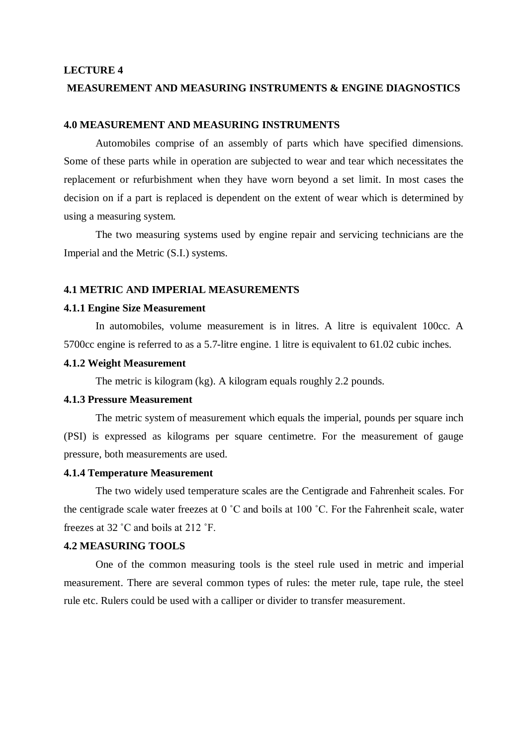**LECTURE 4**

**MEASUREMENT AND MEASURING INSTRUMENTS & ENGINE DIAGNOSTICS**

## 4.0 MEASUREMENT AND MEASURING INSTRUMENTS

Automobiles comprise of an assembly of parts which have specified dimensions. Some of these parts while in operation are subjected to wear and tear which necessitates the replacement or refurbishment when they have worn beyond a set limit. In most cases the decision on if a part is replaced is dependent on the extent of wear which is determined by using a measuring system.

The two measuring systems used by engine repair and servicing technicians are the Imperial and the Metric (S.I.) systems.

## 4.1 METRIC AND IMPERIAL MEASUREMENTS

### 4.1.1 Engine Size Measurement

In automobiles, volume measurement is in litres. A litre is equivalent 100cc. A 5700cc engine is referred to as a 5.7-litre engine. 1 litre is equivalent to 61.02 cubic inches.

### 4.1.2 Weight Measurement

The metric is kilogram (kg). A kilogram equals roughly 2.2 pounds.

### 4.1.3 Pressure Measurement

The metric system of measurement which equals the imperial, pounds per square inch (PSI) is expressed as kilograms per square centimetre. For the measurement of gauge pressure, both measurements are used.

### 4.1.4 Temperature Measurement

The two widely used temperature scales are the Centigrade and Fahrenheit scales. For the centigrade scale water freezes at 0 ˚C and boils at 100 ˚C. For the Fahrenheit scale, water freezes at 32 ˚C and boils at 212 ˚F.

## 4.2 MEASURING TOOLS

One of the common measuring tools is the steel rule used in metric and imperial measurement. There are several common types of rules: the meter rule, tape rule, the steel rule etc. Rulers could be used with a calliper or divider to transfer measurement.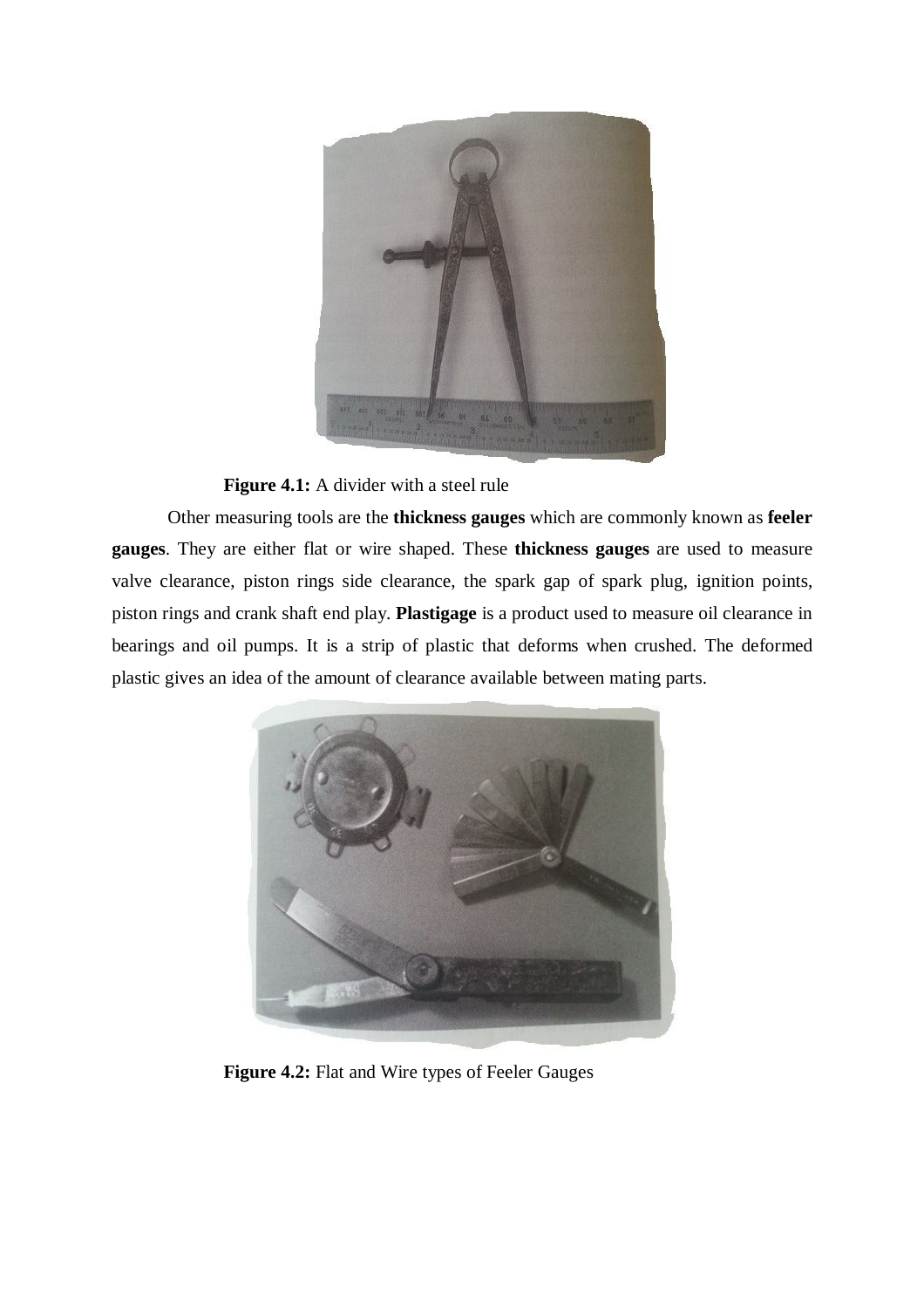**Figure 4.1:** A divider with a steel rule

Other measuring tools are the **thickness gauges** which are commonly known as **feeler gauges**. They are either flat or wire shaped. These **thickness gauges** are used to measure valve clearance, piston rings side clearance, the spark gap of spark plug, ignition points, piston rings and crank shaft end play. **Plastigage** is a product used to measure oil clearance in bearings and oil pumps. It is a strip of plastic that deforms when crushed. The deformed plastic gives an idea of the amount of clearance available between mating parts.

**Figure 4.2:** Flat and Wire types of Feeler Gauges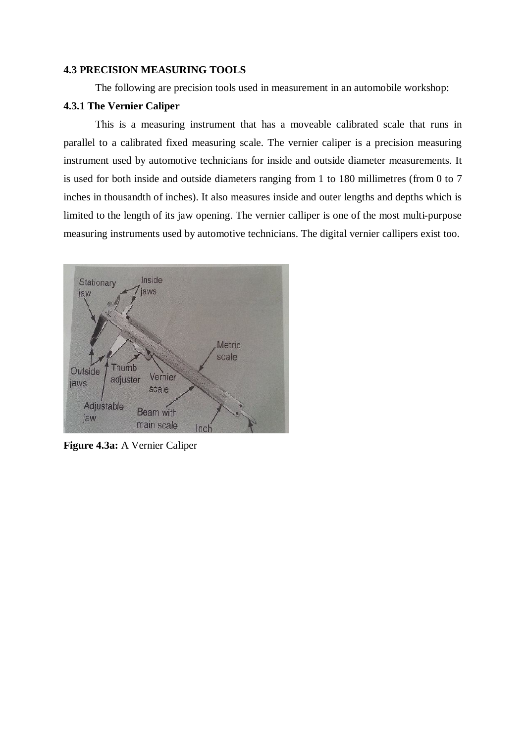### 4.3 PRECISION MEASURING TOOLS

The following are precision tools used in measurement in an automobile workshop:

#### 4.3.1 The Vernier Caliper

This is a measuring instrument that has a moveable calibrated scale that runs in parallel to a calibrated fixed measuring scale. The vernier caliper is a precision measuring instrument used by automotive technicians for inside and outside diameter measurements. It is used for both inside and outside diameters ranging from 1 to 180 millimetres (from 0 to 7 inches in thousandth of inches). It also measures inside and outer lengths and depths which is limited to the length of its jaw opening. The vernier calliper is one of the most multi-purpose measuring instruments used by automotive technicians. The digital vernier callipers exist too.

Stationary jaw
Inside jaws
Metric scale
Outside jaws
Thumb adjuster
Vernier scale
Adjustable jaw
Beam with main scale
Inch

**Figure 4.3a:** A Vernier Caliper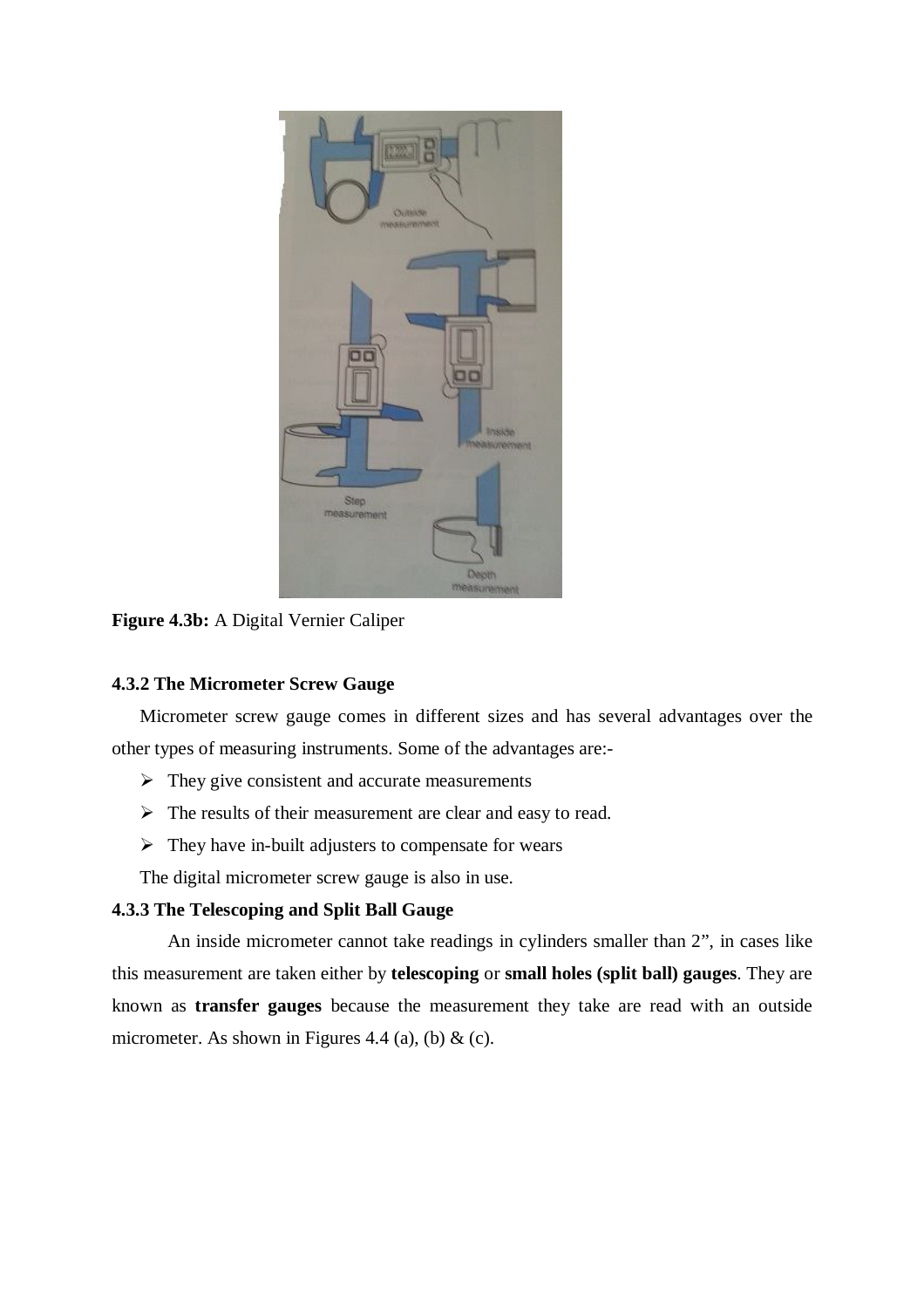**Figure 4.3b:** A Digital Vernier Caliper

### 4.3.2 The Micrometer Screw Gauge

Micrometer screw gauge comes in different sizes and has several advantages over the other types of measuring instruments. Some of the advantages are:-

- They give consistent and accurate measurements
- The results of their measurement are clear and easy to read.
- They have in-built adjusters to compensate for wears

The digital micrometer screw gauge is also in use.

### 4.3.3 The Telescoping and Split Ball Gauge

An inside micrometer cannot take readings in cylinders smaller than 2", in cases like this measurement are taken either by **telescoping** or **small holes (split ball) gauges**. They are known as **transfer gauges** because the measurement they take are read with an outside micrometer. As shown in Figures 4.4 (a), (b) & (c).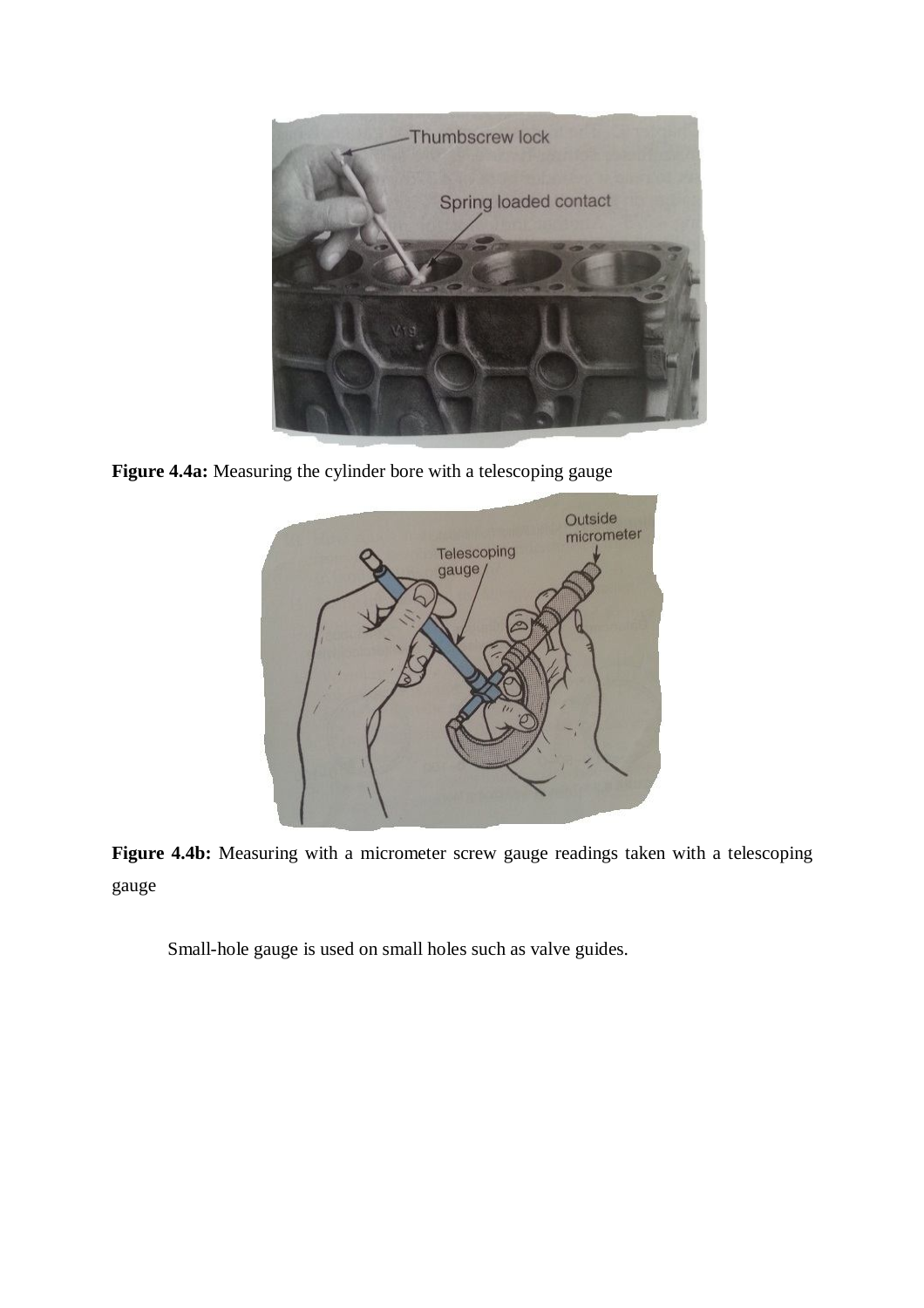**Figure 4.4a:** Measuring the cylinder bore with a telescoping gauge

**Figure 4.4b:** Measuring with a micrometer screw gauge readings taken with a telescoping gauge

Small-hole gauge is used on small holes such as valve guides.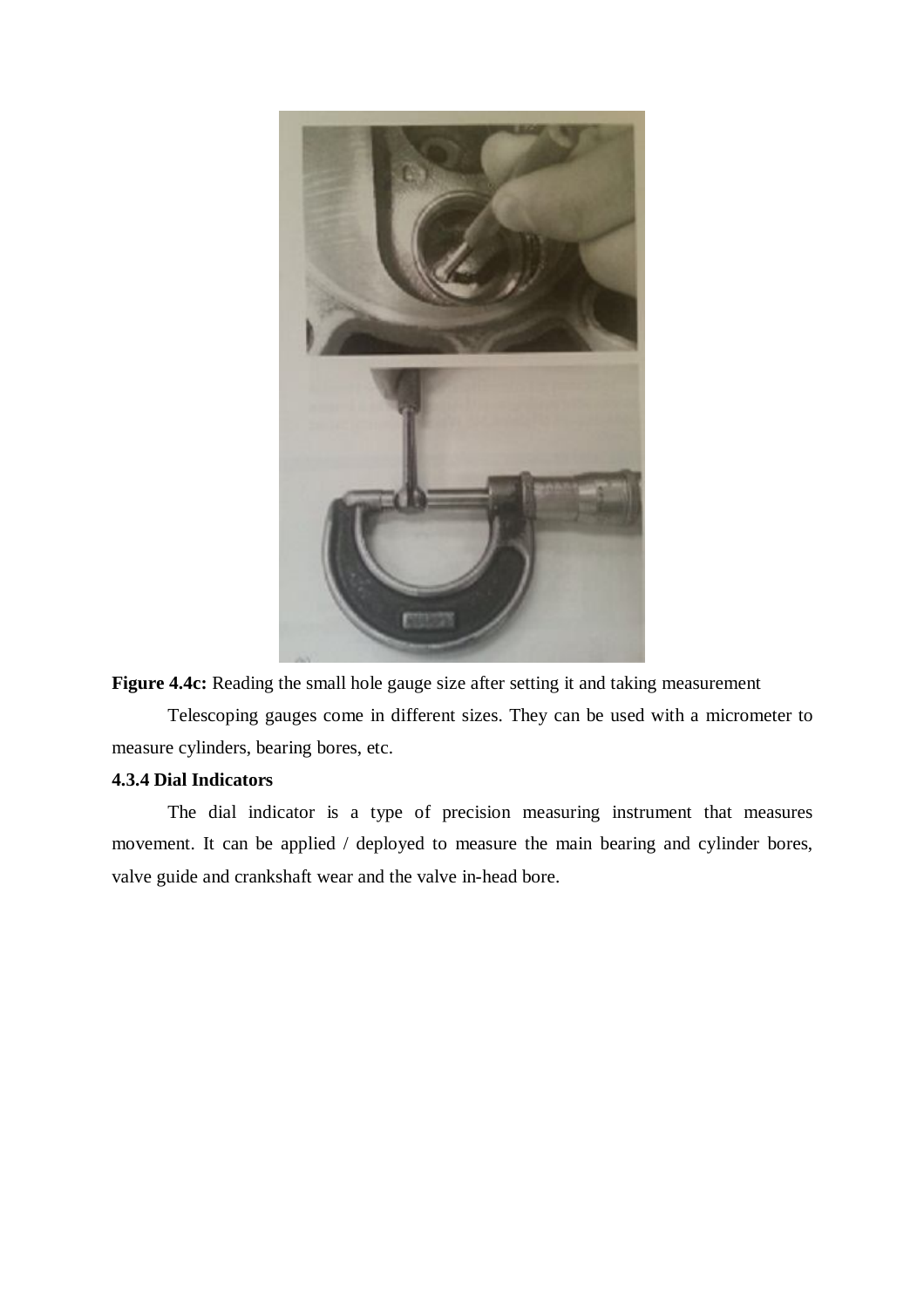**Figure 4.4c:** Reading the small hole gauge size after setting it and taking measurement

Telescoping gauges come in different sizes. They can be used with a micrometer to measure cylinders, bearing bores, etc.

### 4.3.4 Dial Indicators

The dial indicator is a type of precision measuring instrument that measures movement. It can be applied / deployed to measure the main bearing and cylinder bores, valve guide and crankshaft wear and the valve in-head bore.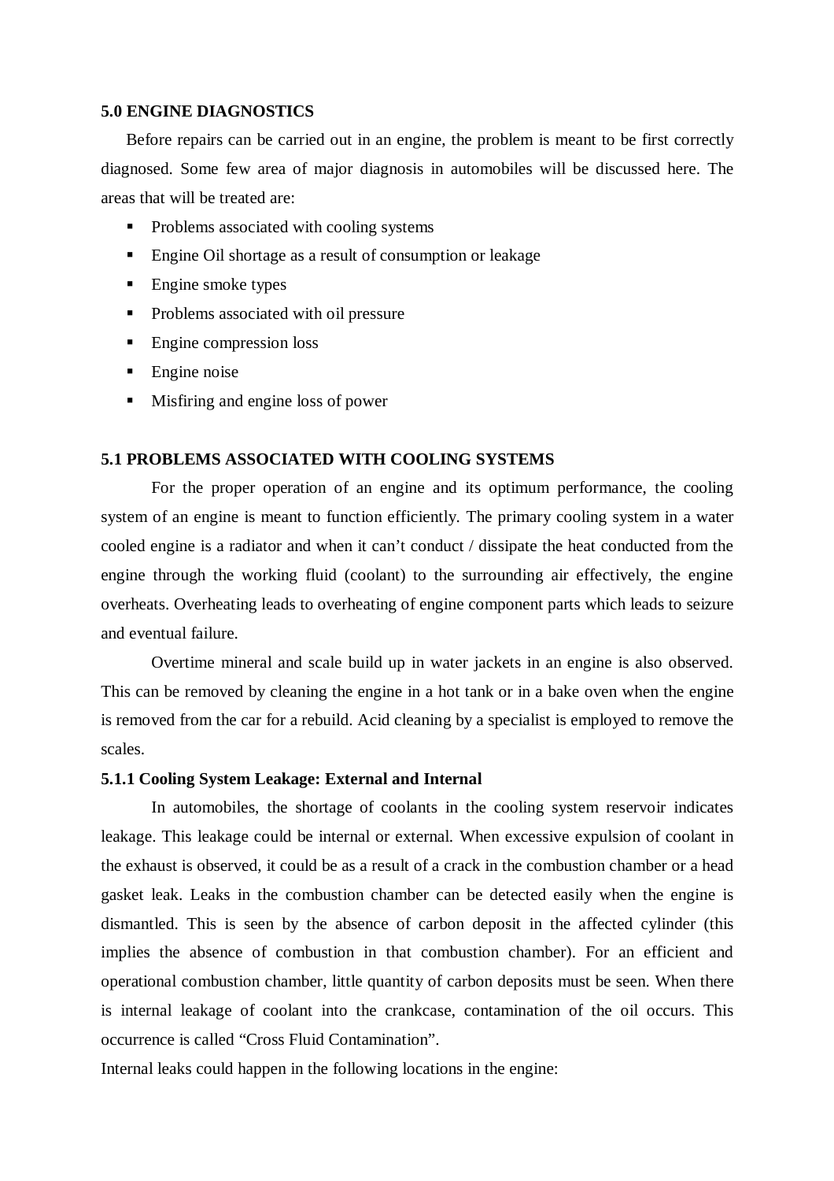## 5.0 ENGINE DIAGNOSTICS

Before repairs can be carried out in an engine, the problem is meant to be first correctly diagnosed. Some few area of major diagnosis in automobiles will be discussed here. The areas that will be treated are:

- Problems associated with cooling systems
- Engine Oil shortage as a result of consumption or leakage
- Engine smoke types
- Problems associated with oil pressure
- Engine compression loss
- Engine noise
- Misfiring and engine loss of power

### 5.1 PROBLEMS ASSOCIATED WITH COOLING SYSTEMS

For the proper operation of an engine and its optimum performance, the cooling system of an engine is meant to function efficiently. The primary cooling system in a water cooled engine is a radiator and when it can't conduct / dissipate the heat conducted from the engine through the working fluid (coolant) to the surrounding air effectively, the engine overheats. Overheating leads to overheating of engine component parts which leads to seizure and eventual failure.

Overtime mineral and scale build up in water jackets in an engine is also observed. This can be removed by cleaning the engine in a hot tank or in a bake oven when the engine is removed from the car for a rebuild. Acid cleaning by a specialist is employed to remove the scales.

#### 5.1.1 Cooling System Leakage: External and Internal

In automobiles, the shortage of coolants in the cooling system reservoir indicates leakage. This leakage could be internal or external. When excessive expulsion of coolant in the exhaust is observed, it could be as a result of a crack in the combustion chamber or a head gasket leak. Leaks in the combustion chamber can be detected easily when the engine is dismantled. This is seen by the absence of carbon deposit in the affected cylinder (this implies the absence of combustion in that combustion chamber). For an efficient and operational combustion chamber, little quantity of carbon deposits must be seen. When there is internal leakage of coolant into the crankcase, contamination of the oil occurs. This occurrence is called "Cross Fluid Contamination".

Internal leaks could happen in the following locations in the engine: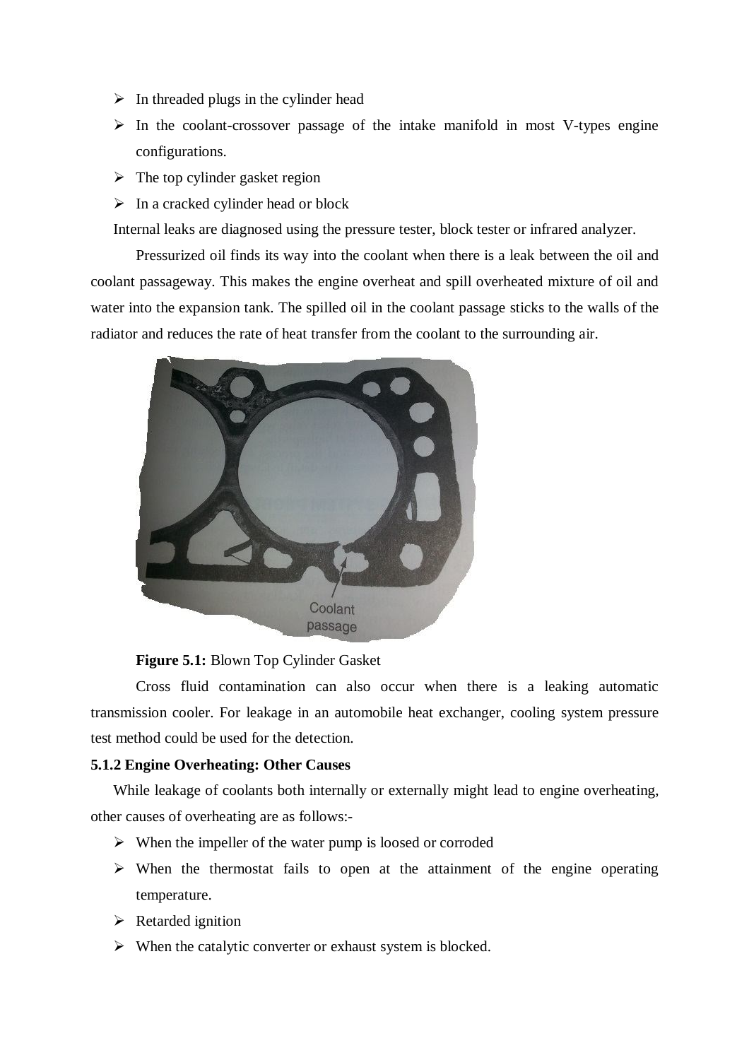- In threaded plugs in the cylinder head
- In the coolant-crossover passage of the intake manifold in most V-types engine configurations.
- The top cylinder gasket region
- In a cracked cylinder head or block

Internal leaks are diagnosed using the pressure tester, block tester or infrared analyzer.

Pressurized oil finds its way into the coolant when there is a leak between the oil and coolant passageway. This makes the engine overheat and spill overheated mixture of oil and water into the expansion tank. The spilled oil in the coolant passage sticks to the walls of the radiator and reduces the rate of heat transfer from the coolant to the surrounding air.

Coolant passage

**Figure 5.1:** Blown Top Cylinder Gasket

Cross fluid contamination can also occur when there is a leaking automatic transmission cooler. For leakage in an automobile heat exchanger, cooling system pressure test method could be used for the detection.

**5.1.2 Engine Overheating: Other Causes**

While leakage of coolants both internally or externally might lead to engine overheating, other causes of overheating are as follows:-

- When the impeller of the water pump is loosed or corroded
- When the thermostat fails to open at the attainment of the engine operating temperature.
- Retarded ignition
- When the catalytic converter or exhaust system is blocked.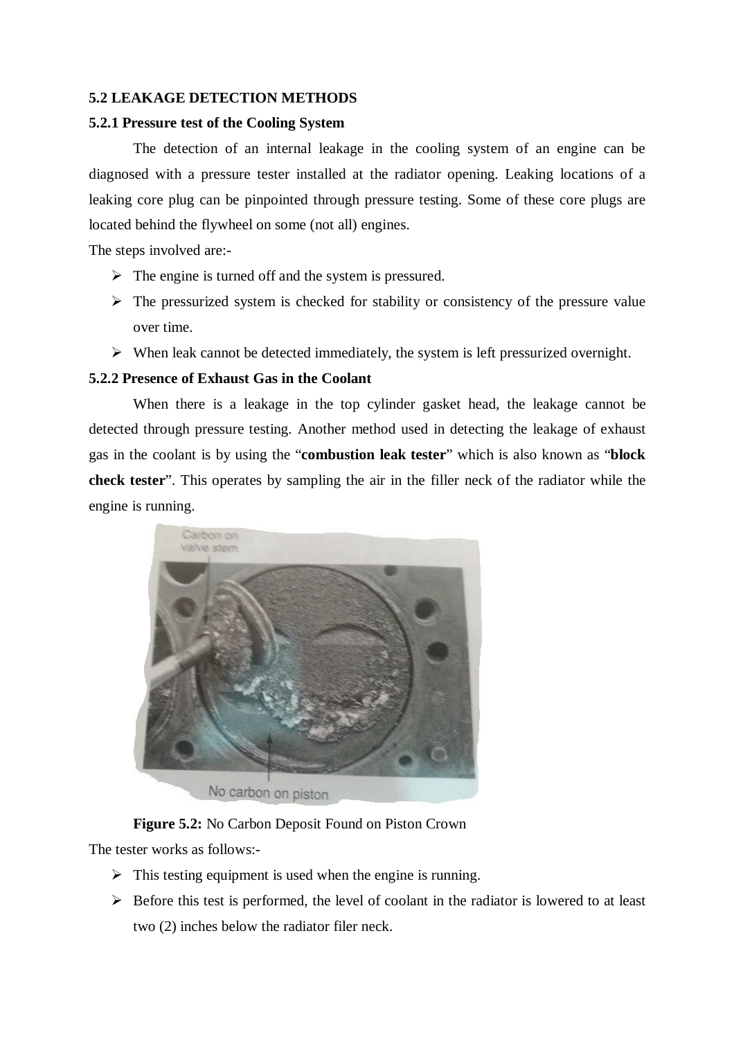### 5.2 LEAKAGE DETECTION METHODS

#### 5.2.1 Pressure test of the Cooling System

The detection of an internal leakage in the cooling system of an engine can be diagnosed with a pressure tester installed at the radiator opening. Leaking locations of a leaking core plug can be pinpointed through pressure testing. Some of these core plugs are located behind the flywheel on some (not all) engines.

The steps involved are:-

- The engine is turned off and the system is pressured.
- The pressurized system is checked for stability or consistency of the pressure value over time.
- When leak cannot be detected immediately, the system is left pressurized overnight.

#### 5.2.2 Presence of Exhaust Gas in the Coolant

When there is a leakage in the top cylinder gasket head, the leakage cannot be detected through pressure testing. Another method used in detecting the leakage of exhaust gas in the coolant is by using the "**combustion leak tester**" which is also known as "**block check tester**". This operates by sampling the air in the filler neck of the radiator while the engine is running.

Carbon on valve stem

No carbon on piston

**Figure 5.2:** No Carbon Deposit Found on Piston Crown

The tester works as follows:-

- This testing equipment is used when the engine is running.
- Before this test is performed, the level of coolant in the radiator is lowered to at least two (2) inches below the radiator filer neck.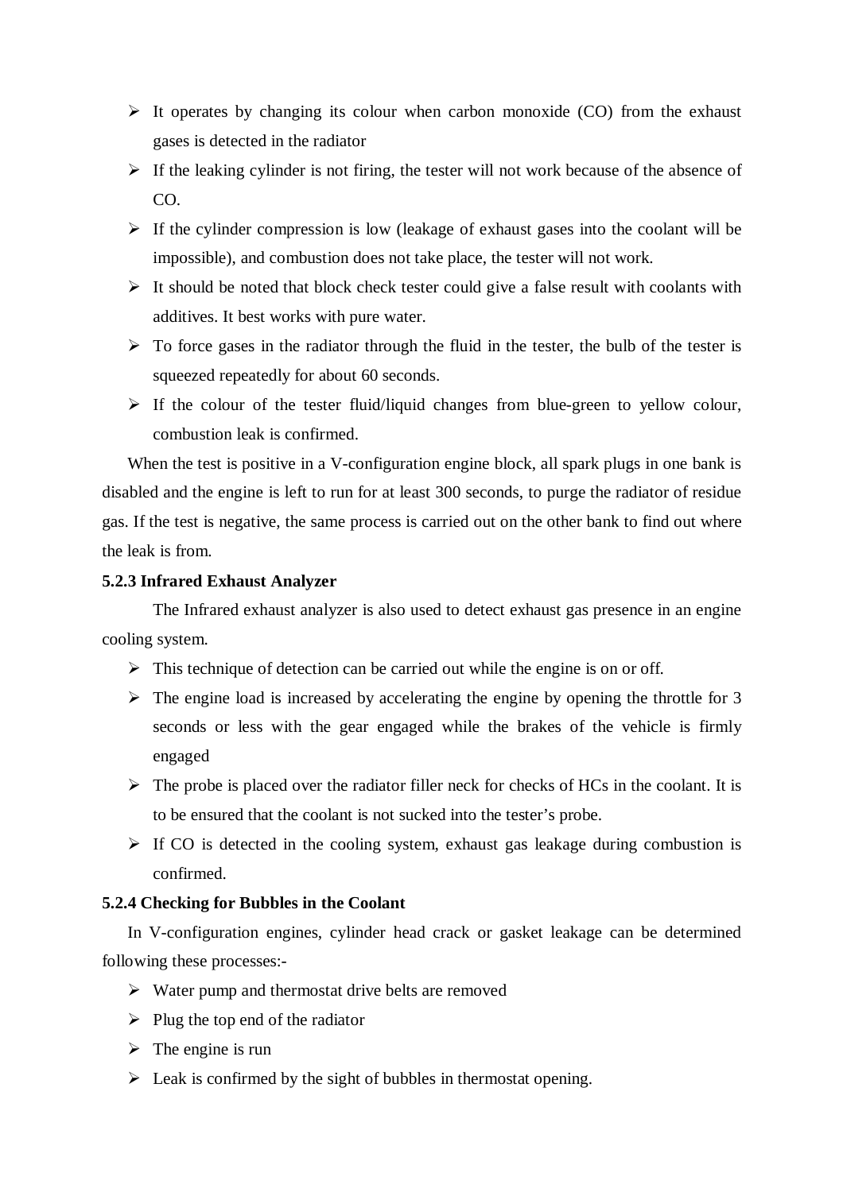- It operates by changing its colour when carbon monoxide (CO) from the exhaust gases is detected in the radiator
- If the leaking cylinder is not firing, the tester will not work because of the absence of CO.
- If the cylinder compression is low (leakage of exhaust gases into the coolant will be impossible), and combustion does not take place, the tester will not work.
- It should be noted that block check tester could give a false result with coolants with additives. It best works with pure water.
- To force gases in the radiator through the fluid in the tester, the bulb of the tester is squeezed repeatedly for about 60 seconds.
- If the colour of the tester fluid/liquid changes from blue-green to yellow colour, combustion leak is confirmed.

When the test is positive in a V-configuration engine block, all spark plugs in one bank is disabled and the engine is left to run for at least 300 seconds, to purge the radiator of residue gas. If the test is negative, the same process is carried out on the other bank to find out where the leak is from.

### 5.2.3 Infrared Exhaust Analyzer

The Infrared exhaust analyzer is also used to detect exhaust gas presence in an engine cooling system.

- This technique of detection can be carried out while the engine is on or off.
- The engine load is increased by accelerating the engine by opening the throttle for 3 seconds or less with the gear engaged while the brakes of the vehicle is firmly engaged
- The probe is placed over the radiator filler neck for checks of HCs in the coolant. It is to be ensured that the coolant is not sucked into the tester's probe.
- If CO is detected in the cooling system, exhaust gas leakage during combustion is confirmed.

### 5.2.4 Checking for Bubbles in the Coolant

In V-configuration engines, cylinder head crack or gasket leakage can be determined following these processes:-

- Water pump and thermostat drive belts are removed
- Plug the top end of the radiator
- The engine is run
- Leak is confirmed by the sight of bubbles in thermostat opening.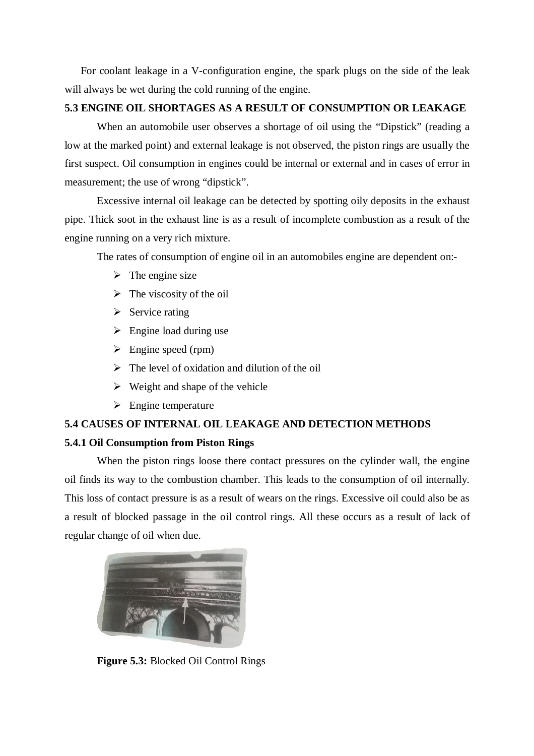For coolant leakage in a V-configuration engine, the spark plugs on the side of the leak will always be wet during the cold running of the engine.

### 5.3 ENGINE OIL SHORTAGES AS A RESULT OF CONSUMPTION OR LEAKAGE

When an automobile user observes a shortage of oil using the "Dipstick" (reading a low at the marked point) and external leakage is not observed, the piston rings are usually the first suspect. Oil consumption in engines could be internal or external and in cases of error in measurement; the use of wrong "dipstick".

Excessive internal oil leakage can be detected by spotting oily deposits in the exhaust pipe. Thick soot in the exhaust line is as a result of incomplete combustion as a result of the engine running on a very rich mixture.

The rates of consumption of engine oil in an automobiles engine are dependent on:-

- The engine size
- The viscosity of the oil
- Service rating
- Engine load during use
- Engine speed (rpm)
- The level of oxidation and dilution of the oil
- Weight and shape of the vehicle
- Engine temperature

### 5.4 CAUSES OF INTERNAL OIL LEAKAGE AND DETECTION METHODS

#### 5.4.1 Oil Consumption from Piston Rings

When the piston rings loose there contact pressures on the cylinder wall, the engine oil finds its way to the combustion chamber. This leads to the consumption of oil internally. This loss of contact pressure is as a result of wears on the rings. Excessive oil could also be as a result of blocked passage in the oil control rings. All these occurs as a result of lack of regular change of oil when due.

**Figure 5.3:** Blocked Oil Control Rings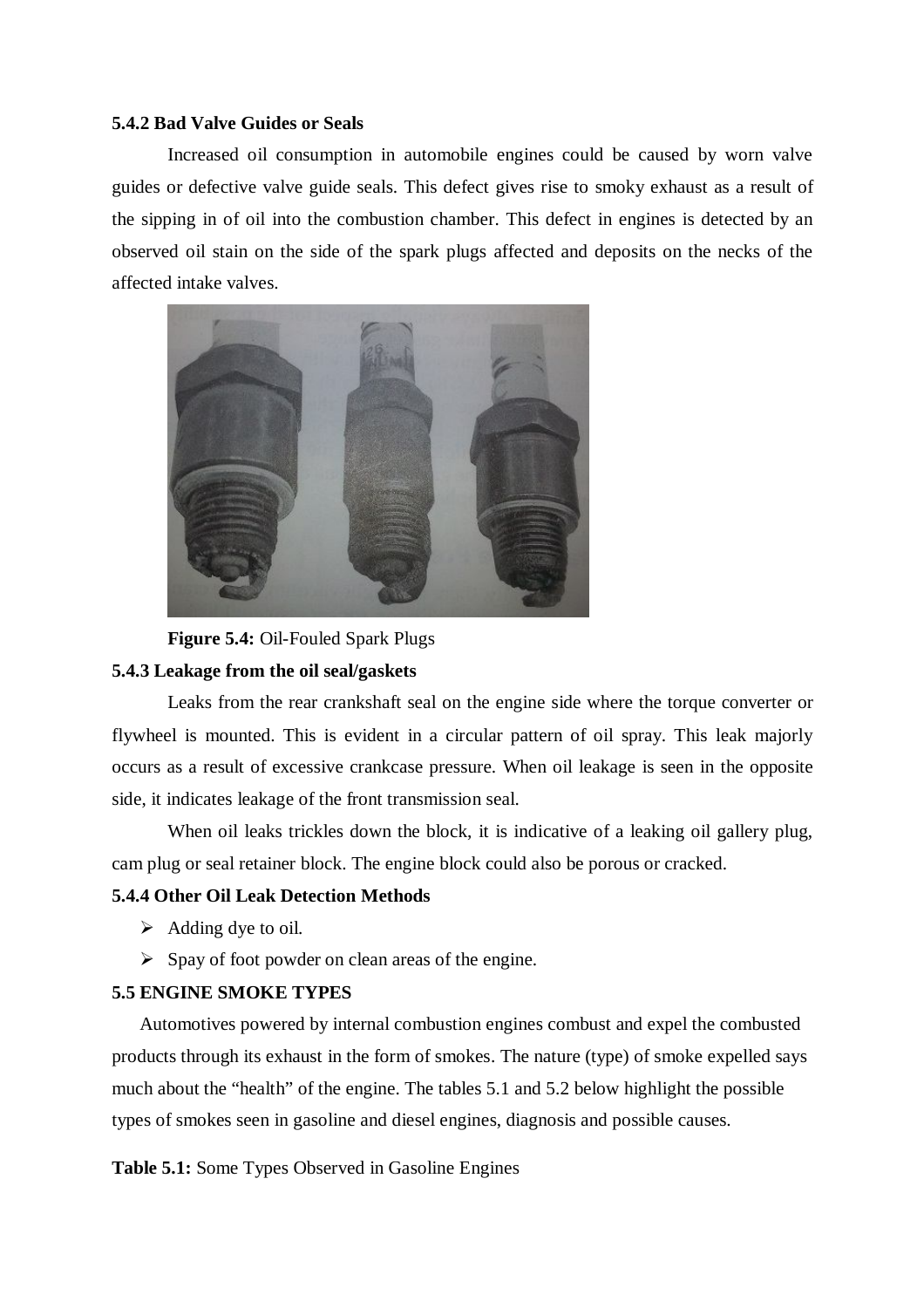### 5.4.2 Bad Valve Guides or Seals

Increased oil consumption in automobile engines could be caused by worn valve guides or defective valve guide seals. This defect gives rise to smoky exhaust as a result of the sipping in of oil into the combustion chamber. This defect in engines is detected by an observed oil stain on the side of the spark plugs affected and deposits on the necks of the affected intake valves.

**Figure 5.4:** Oil-Fouled Spark Plugs

### 5.4.3 Leakage from the oil seal/gaskets

Leaks from the rear crankshaft seal on the engine side where the torque converter or flywheel is mounted. This is evident in a circular pattern of oil spray. This leak majorly occurs as a result of excessive crankcase pressure. When oil leakage is seen in the opposite side, it indicates leakage of the front transmission seal.

When oil leaks trickles down the block, it is indicative of a leaking oil gallery plug, cam plug or seal retainer block. The engine block could also be porous or cracked.

### 5.4.4 Other Oil Leak Detection Methods

- Adding dye to oil.
- Spay of foot powder on clean areas of the engine.

## 5.5 ENGINE SMOKE TYPES

Automotives powered by internal combustion engines combust and expel the combusted products through its exhaust in the form of smokes. The nature (type) of smoke expelled says much about the "health" of the engine. The tables 5.1 and 5.2 below highlight the possible types of smokes seen in gasoline and diesel engines, diagnosis and possible causes.

**Table 5.1:** Some Types Observed in Gasoline Engines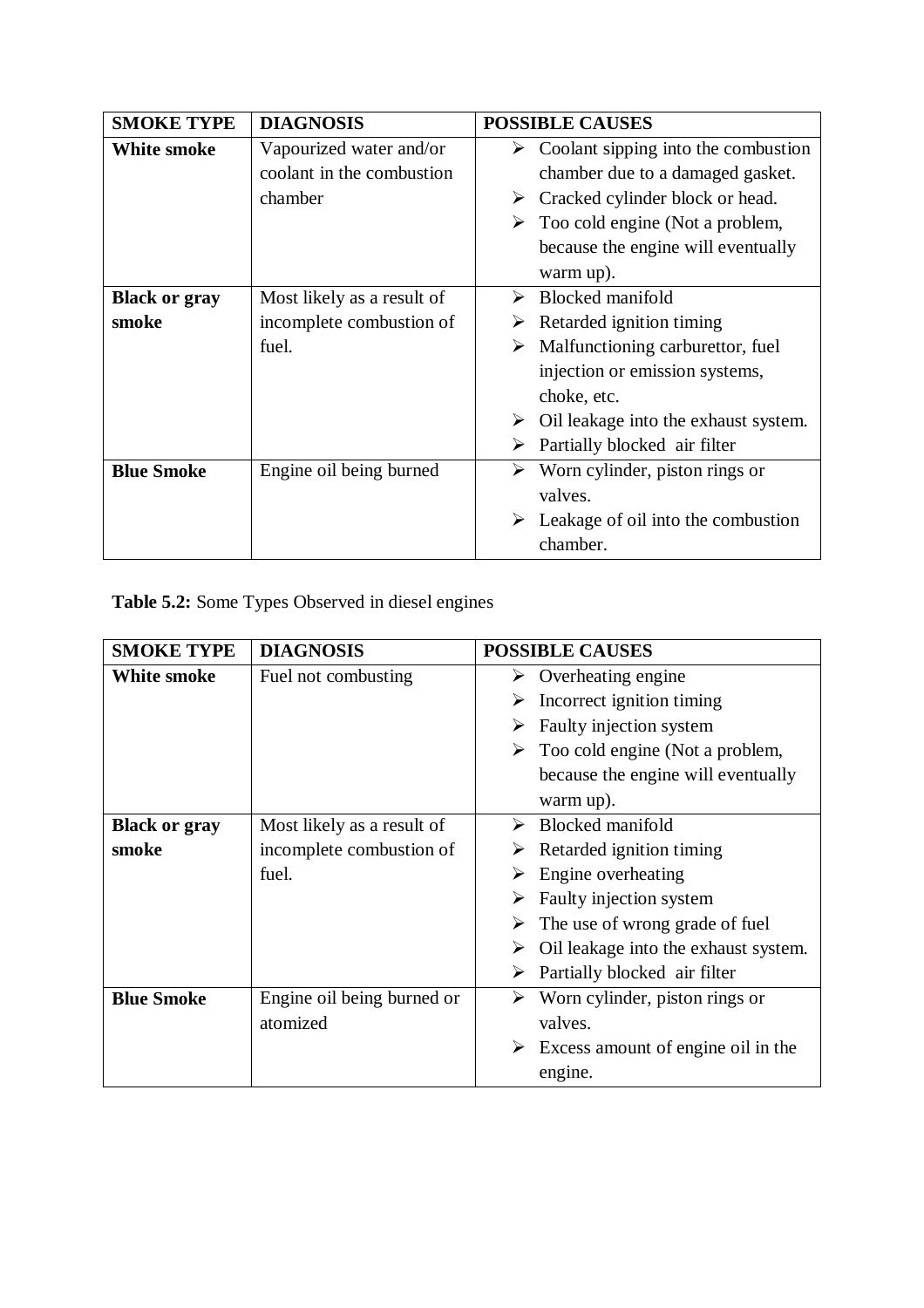| SMOKE TYPE | DIAGNOSIS | POSSIBLE CAUSES |
|---|---|---|
| **White smoke** | Vapourized water and/or coolant in the combustion chamber | ➢ Coolant sipping into the combustion chamber due to a damaged gasket.<br>➢ Cracked cylinder block or head.<br>➢ Too cold engine (Not a problem, because the engine will eventually warm up). |
| **Black or gray smoke** | Most likely as a result of incomplete combustion of fuel. | ➢ Blocked manifold<br>➢ Retarded ignition timing<br>➢ Malfunctioning carburettor, fuel injection or emission systems, choke, etc.<br>➢ Oil leakage into the exhaust system.<br>➢ Partially blocked air filter |
| **Blue Smoke** | Engine oil being burned | ➢ Worn cylinder, piston rings or valves.<br>➢ Leakage of oil into the combustion chamber. |

**Table 5.2:** Some Types Observed in diesel engines

| SMOKE TYPE | DIAGNOSIS | POSSIBLE CAUSES |
|---|---|---|
| **White smoke** | Fuel not combusting | ➢ Overheating engine<br>➢ Incorrect ignition timing<br>➢ Faulty injection system<br>➢ Too cold engine (Not a problem, because the engine will eventually warm up). |
| **Black or gray smoke** | Most likely as a result of incomplete combustion of fuel. | ➢ Blocked manifold<br>➢ Retarded ignition timing<br>➢ Engine overheating<br>➢ Faulty injection system<br>➢ The use of wrong grade of fuel<br>➢ Oil leakage into the exhaust system.<br>➢ Partially blocked air filter |
| **Blue Smoke** | Engine oil being burned or atomized | ➢ Worn cylinder, piston rings or valves.<br>➢ Excess amount of engine oil in the engine. |